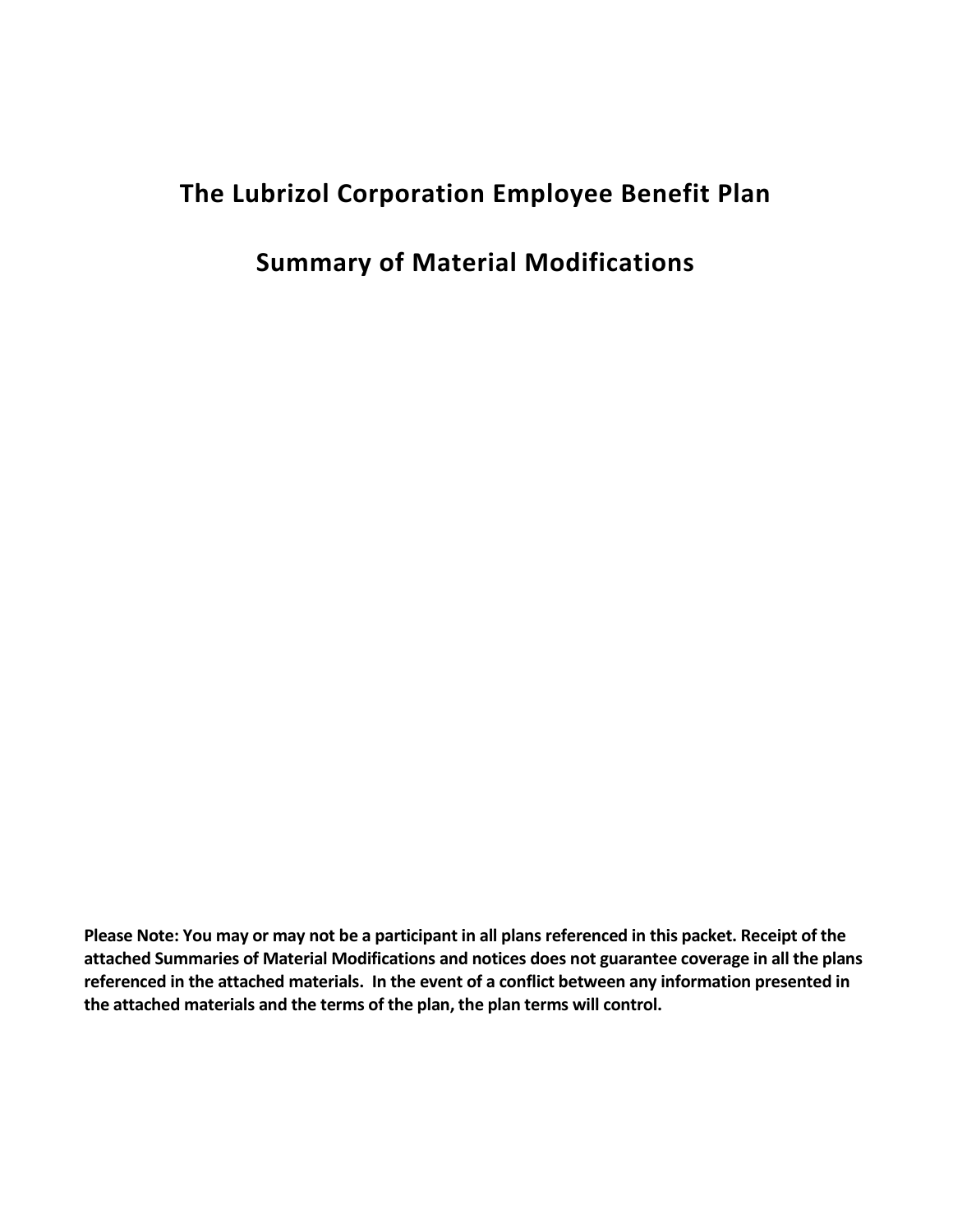# The Lubrizol Corporation Employee Benefit Plan

# Summary of Material Modifications

**Please Note: You may or may not be a participant in all plans referenced in this packet. Receipt of the attached Summaries of Material Modifications and notices does not guarantee coverage in all the plans referenced in the attached materials. In the event of a conflict between any information presented in the attached materials and the terms of the plan, the plan terms will control.**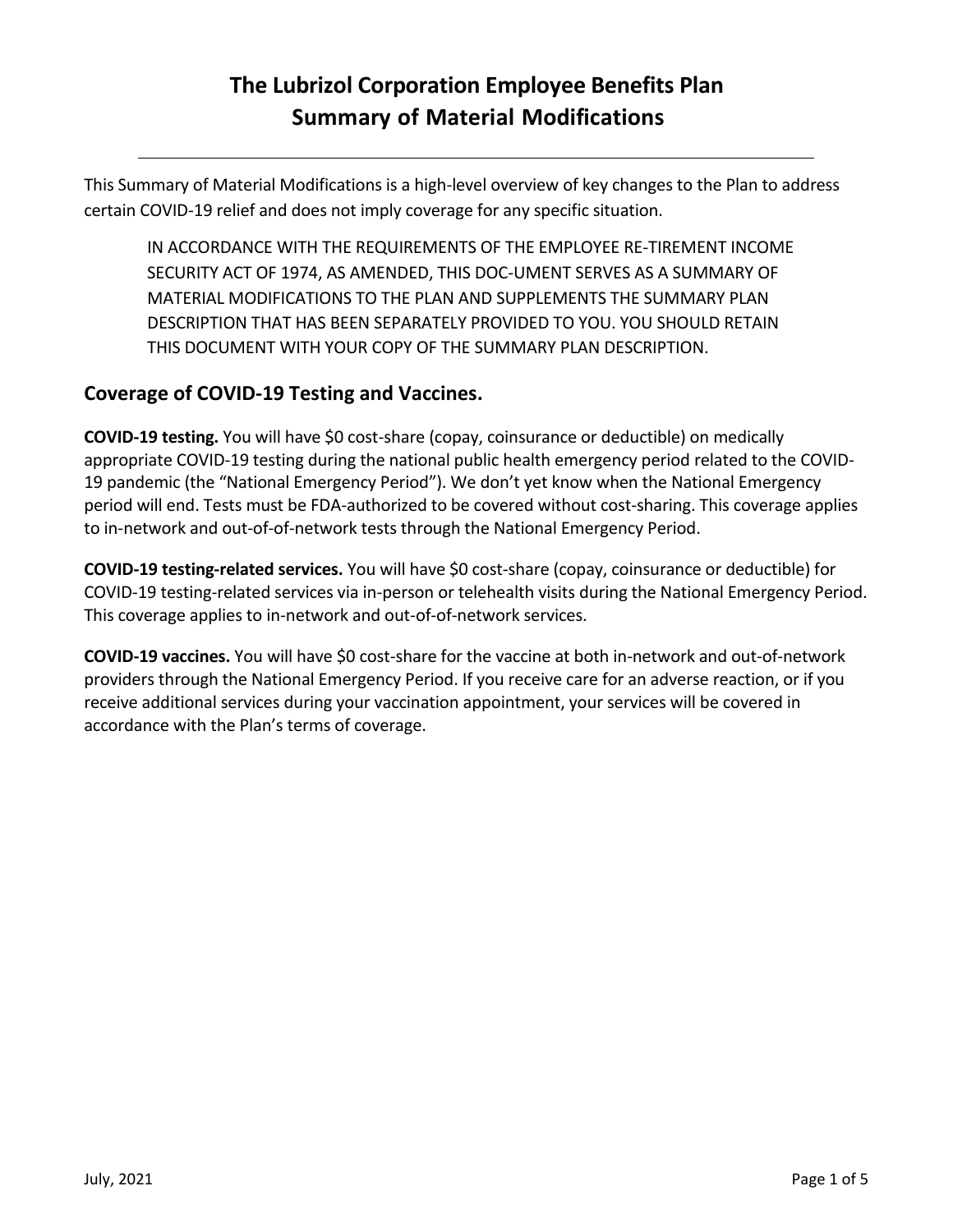# The Lubrizol Corporation Employee Benefits Plan
# Summary of Material Modifications

---

This Summary of Material Modifications is a high-level overview of key changes to the Plan to address certain COVID-19 relief and does not imply coverage for any specific situation.

> IN ACCORDANCE WITH THE REQUIREMENTS OF THE EMPLOYEE RE-TIREMENT INCOME SECURITY ACT OF 1974, AS AMENDED, THIS DOC-UMENT SERVES AS A SUMMARY OF MATERIAL MODIFICATIONS TO THE PLAN AND SUPPLEMENTS THE SUMMARY PLAN DESCRIPTION THAT HAS BEEN SEPARATELY PROVIDED TO YOU. YOU SHOULD RETAIN THIS DOCUMENT WITH YOUR COPY OF THE SUMMARY PLAN DESCRIPTION.

## Coverage of COVID-19 Testing and Vaccines.

**COVID-19 testing.** You will have $0 cost-share (copay, coinsurance or deductible) on medically appropriate COVID-19 testing during the national public health emergency period related to the COVID-19 pandemic (the "National Emergency Period"). We don't yet know when the National Emergency period will end. Tests must be FDA-authorized to be covered without cost-sharing. This coverage applies to in-network and out-of-of-network tests through the National Emergency Period.

**COVID-19 testing-related services.** You will have $0 cost-share (copay, coinsurance or deductible) for COVID-19 testing-related services via in-person or telehealth visits during the National Emergency Period. This coverage applies to in-network and out-of-of-network services.

**COVID-19 vaccines.** You will have $0 cost-share for the vaccine at both in-network and out-of-network providers through the National Emergency Period. If you receive care for an adverse reaction, or if you receive additional services during your vaccination appointment, your services will be covered in accordance with the Plan's terms of coverage.

July, 2021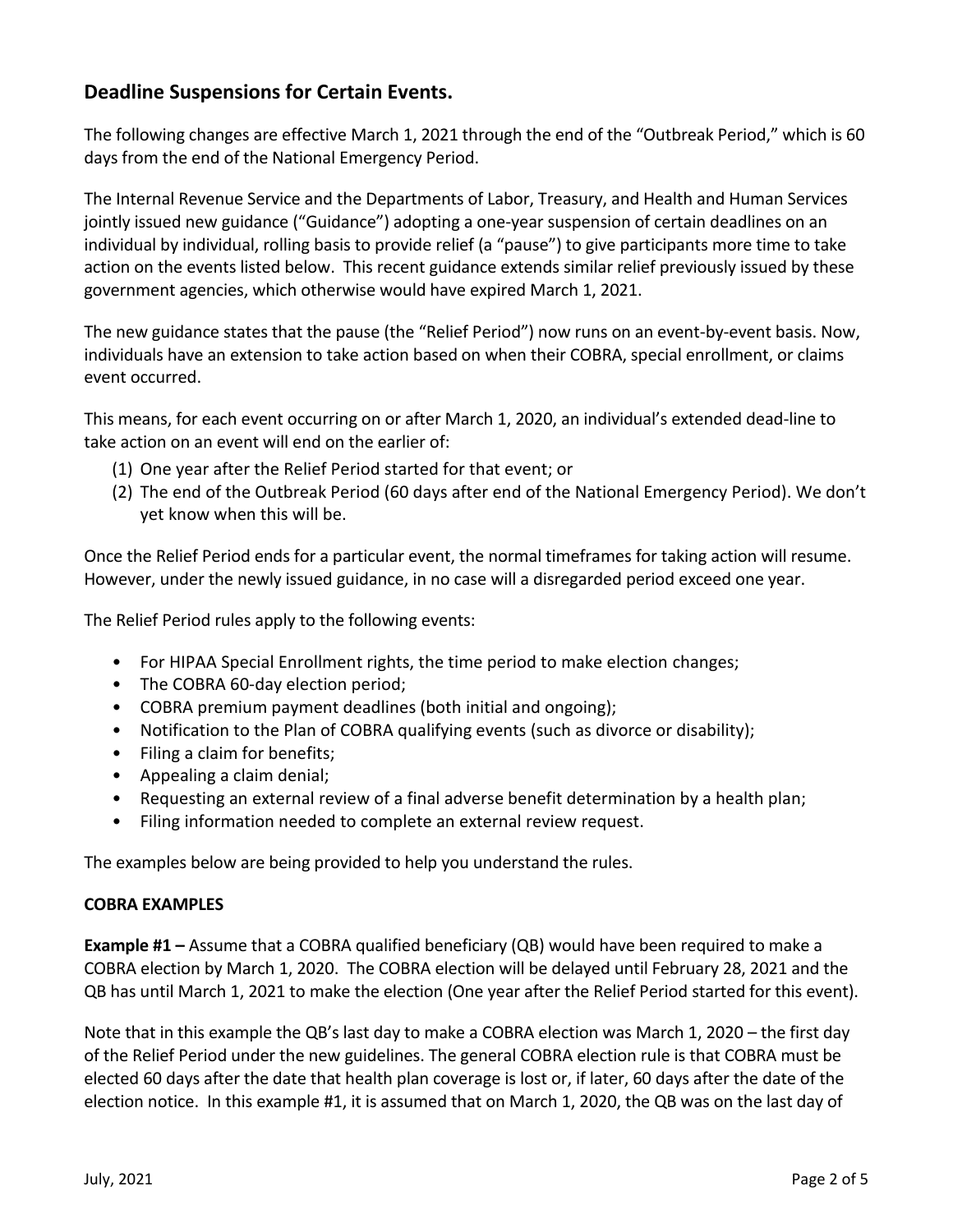## Deadline Suspensions for Certain Events.

The following changes are effective March 1, 2021 through the end of the "Outbreak Period," which is 60 days from the end of the National Emergency Period.

The Internal Revenue Service and the Departments of Labor, Treasury, and Health and Human Services jointly issued new guidance ("Guidance") adopting a one-year suspension of certain deadlines on an individual by individual, rolling basis to provide relief (a "pause") to give participants more time to take action on the events listed below. This recent guidance extends similar relief previously issued by these government agencies, which otherwise would have expired March 1, 2021.

The new guidance states that the pause (the "Relief Period") now runs on an event-by-event basis. Now, individuals have an extension to take action based on when their COBRA, special enrollment, or claims event occurred.

This means, for each event occurring on or after March 1, 2020, an individual's extended dead-line to take action on an event will end on the earlier of:

(1) One year after the Relief Period started for that event; or
(2) The end of the Outbreak Period (60 days after end of the National Emergency Period). We don't yet know when this will be.

Once the Relief Period ends for a particular event, the normal timeframes for taking action will resume. However, under the newly issued guidance, in no case will a disregarded period exceed one year.

The Relief Period rules apply to the following events:

- For HIPAA Special Enrollment rights, the time period to make election changes;
- The COBRA 60-day election period;
- COBRA premium payment deadlines (both initial and ongoing);
- Notification to the Plan of COBRA qualifying events (such as divorce or disability);
- Filing a claim for benefits;
- Appealing a claim denial;
- Requesting an external review of a final adverse benefit determination by a health plan;
- Filing information needed to complete an external review request.

The examples below are being provided to help you understand the rules.

**COBRA EXAMPLES**

**Example #1 –** Assume that a COBRA qualified beneficiary (QB) would have been required to make a COBRA election by March 1, 2020. The COBRA election will be delayed until February 28, 2021 and the QB has until March 1, 2021 to make the election (One year after the Relief Period started for this event).

Note that in this example the QB's last day to make a COBRA election was March 1, 2020 – the first day of the Relief Period under the new guidelines. The general COBRA election rule is that COBRA must be elected 60 days after the date that health plan coverage is lost or, if later, 60 days after the date of the election notice. In this example #1, it is assumed that on March 1, 2020, the QB was on the last day of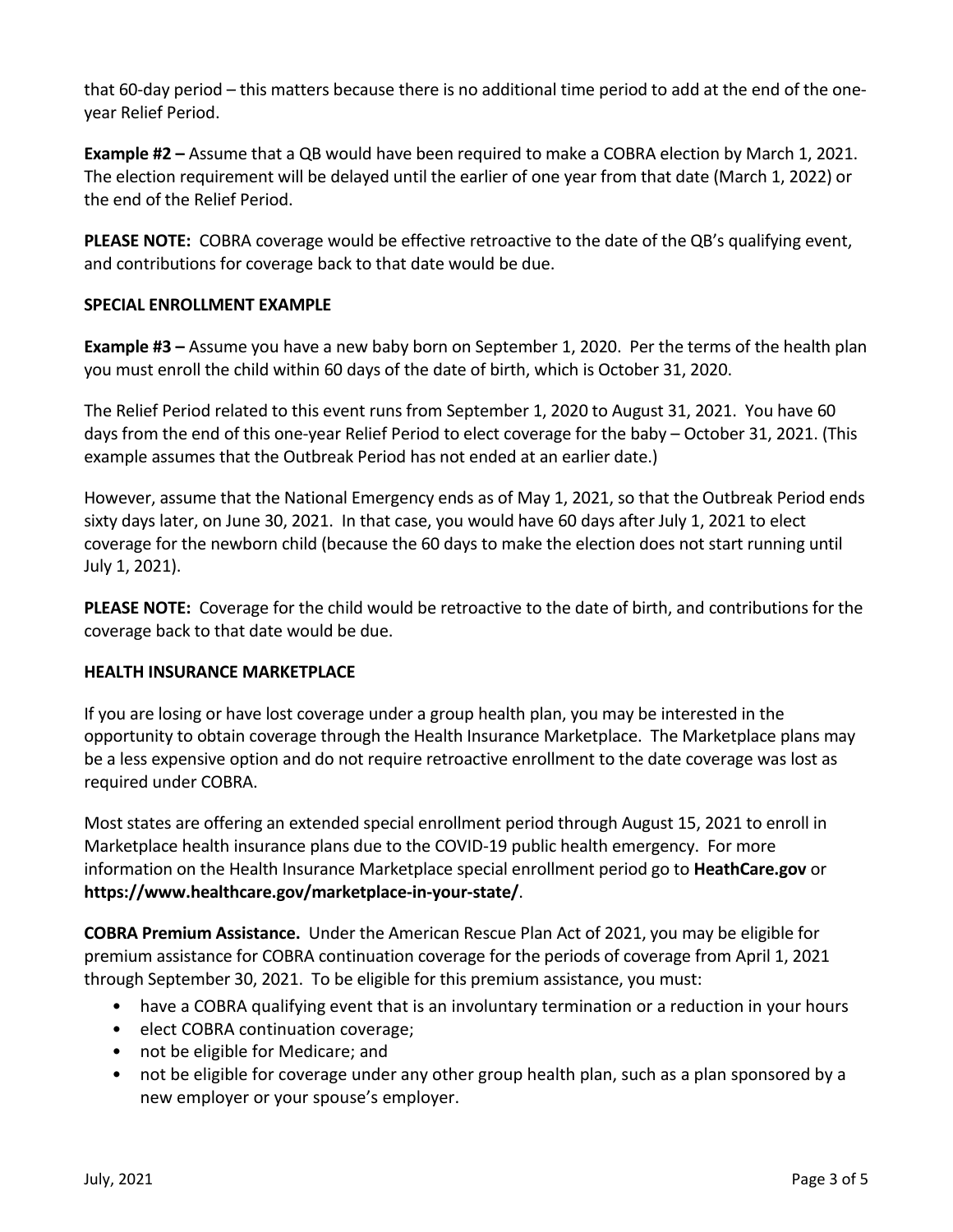that 60-day period – this matters because there is no additional time period to add at the end of the one-year Relief Period.

**Example #2 –** Assume that a QB would have been required to make a COBRA election by March 1, 2021. The election requirement will be delayed until the earlier of one year from that date (March 1, 2022) or the end of the Relief Period.

**PLEASE NOTE:** COBRA coverage would be effective retroactive to the date of the QB's qualifying event, and contributions for coverage back to that date would be due.

**SPECIAL ENROLLMENT EXAMPLE**

**Example #3 –** Assume you have a new baby born on September 1, 2020. Per the terms of the health plan you must enroll the child within 60 days of the date of birth, which is October 31, 2020.

The Relief Period related to this event runs from September 1, 2020 to August 31, 2021. You have 60 days from the end of this one-year Relief Period to elect coverage for the baby – October 31, 2021. (This example assumes that the Outbreak Period has not ended at an earlier date.)

However, assume that the National Emergency ends as of May 1, 2021, so that the Outbreak Period ends sixty days later, on June 30, 2021. In that case, you would have 60 days after July 1, 2021 to elect coverage for the newborn child (because the 60 days to make the election does not start running until July 1, 2021).

**PLEASE NOTE:** Coverage for the child would be retroactive to the date of birth, and contributions for the coverage back to that date would be due.

**HEALTH INSURANCE MARKETPLACE**

If you are losing or have lost coverage under a group health plan, you may be interested in the opportunity to obtain coverage through the Health Insurance Marketplace. The Marketplace plans may be a less expensive option and do not require retroactive enrollment to the date coverage was lost as required under COBRA.

Most states are offering an extended special enrollment period through August 15, 2021 to enroll in Marketplace health insurance plans due to the COVID-19 public health emergency. For more information on the Health Insurance Marketplace special enrollment period go to **HeathCare.gov** or **https://www.healthcare.gov/marketplace-in-your-state/**.

**COBRA Premium Assistance.** Under the American Rescue Plan Act of 2021, you may be eligible for premium assistance for COBRA continuation coverage for the periods of coverage from April 1, 2021 through September 30, 2021. To be eligible for this premium assistance, you must:

- have a COBRA qualifying event that is an involuntary termination or a reduction in your hours
- elect COBRA continuation coverage;
- not be eligible for Medicare; and
- not be eligible for coverage under any other group health plan, such as a plan sponsored by a new employer or your spouse's employer.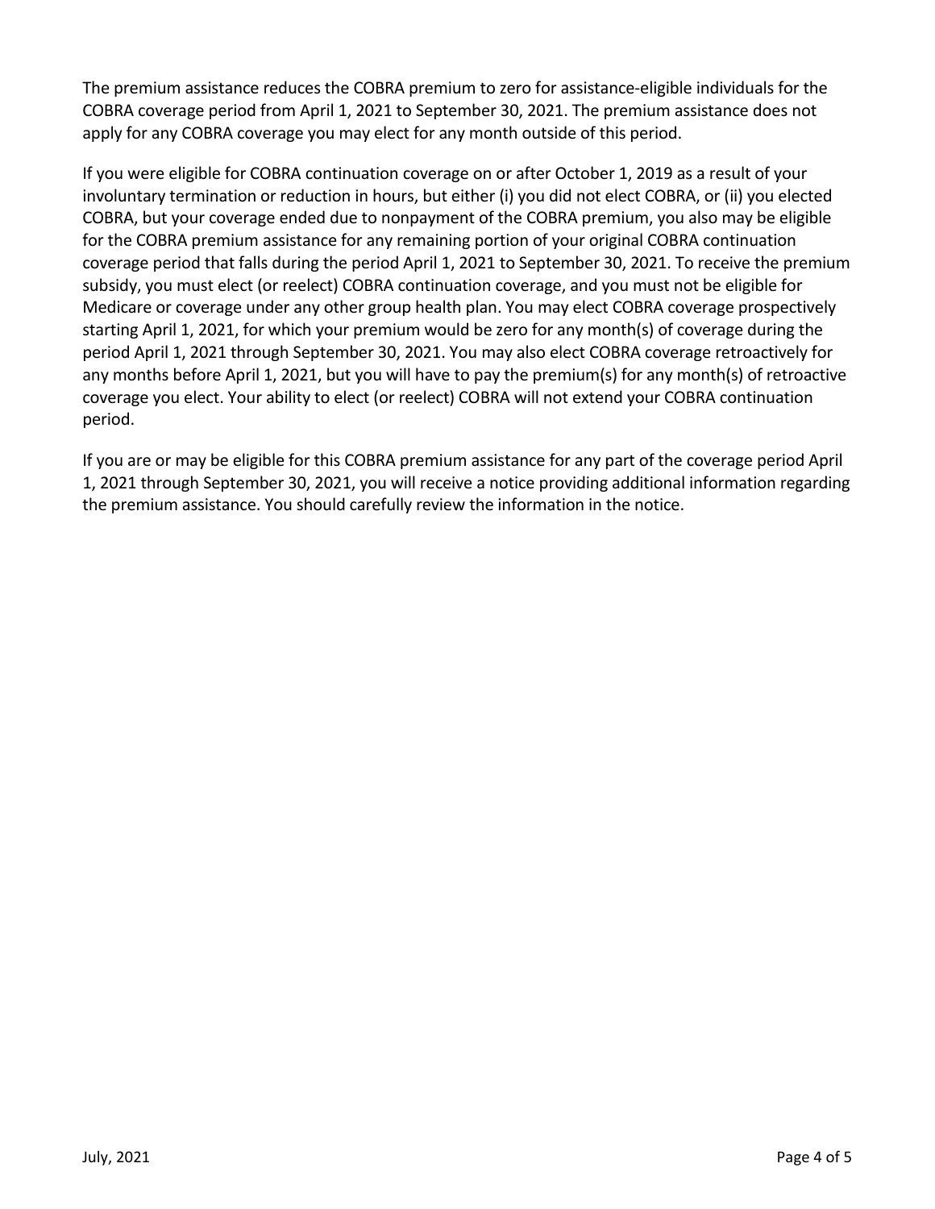The premium assistance reduces the COBRA premium to zero for assistance-eligible individuals for the COBRA coverage period from April 1, 2021 to September 30, 2021. The premium assistance does not apply for any COBRA coverage you may elect for any month outside of this period.

If you were eligible for COBRA continuation coverage on or after October 1, 2019 as a result of your involuntary termination or reduction in hours, but either (i) you did not elect COBRA, or (ii) you elected COBRA, but your coverage ended due to nonpayment of the COBRA premium, you also may be eligible for the COBRA premium assistance for any remaining portion of your original COBRA continuation coverage period that falls during the period April 1, 2021 to September 30, 2021. To receive the premium subsidy, you must elect (or reelect) COBRA continuation coverage, and you must not be eligible for Medicare or coverage under any other group health plan. You may elect COBRA coverage prospectively starting April 1, 2021, for which your premium would be zero for any month(s) of coverage during the period April 1, 2021 through September 30, 2021. You may also elect COBRA coverage retroactively for any months before April 1, 2021, but you will have to pay the premium(s) for any month(s) of retroactive coverage you elect. Your ability to elect (or reelect) COBRA will not extend your COBRA continuation period.

If you are or may be eligible for this COBRA premium assistance for any part of the coverage period April 1, 2021 through September 30, 2021, you will receive a notice providing additional information regarding the premium assistance. You should carefully review the information in the notice.